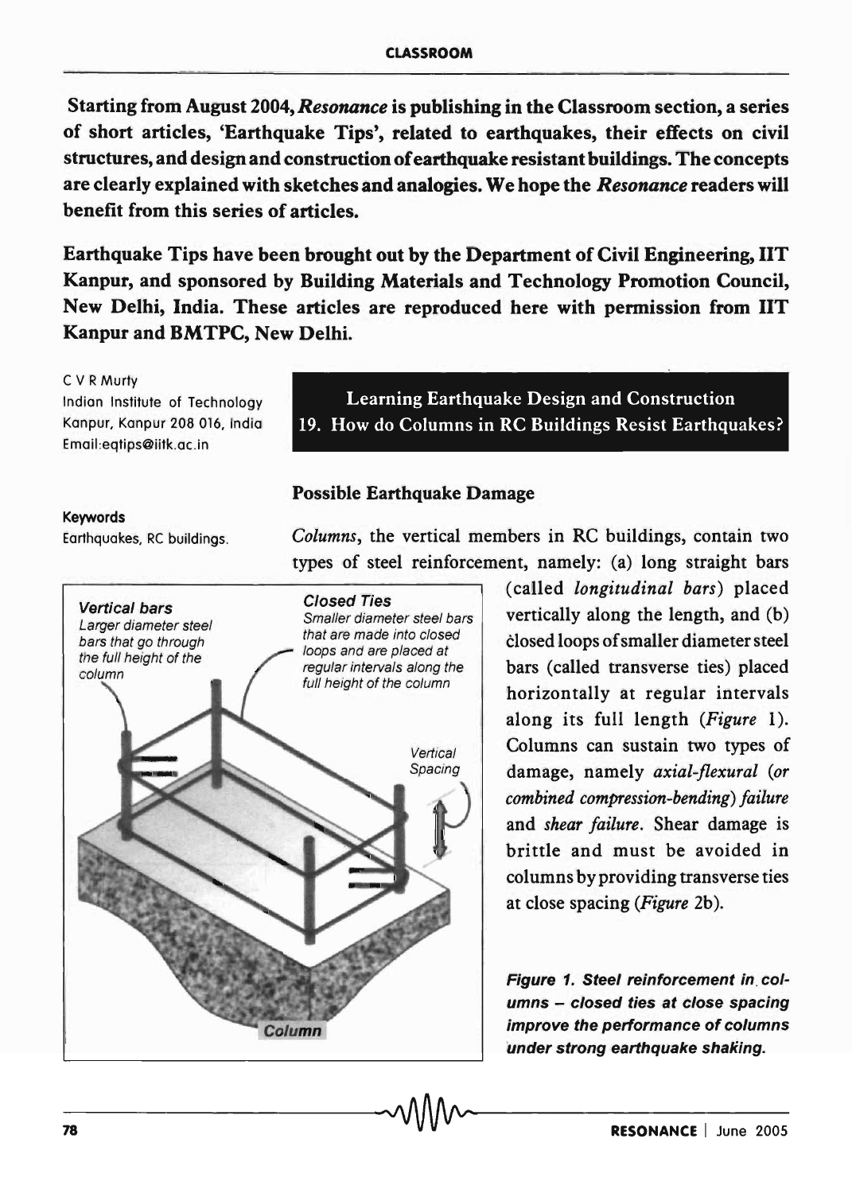**Starting from August 2004, *Resonance* is publishing in the Classroom section, a series of short articles, 'Earthquake Tips', related to earthquakes, their effects on civil structures, and design and construction of earthquake resistant buildings. The concepts are clearly explained with sketches and analogies. We hope the *Resonance* readers will benefit from this series of articles.**

**Earthquake Tips have been brought out by the Department of Civil Engineering, IIT Kanpur, and sponsored by Building Materials and Technology Promotion Council, New Delhi, India. These articles are reproduced here with permission from IIT Kanpur and BMTPC, New Delhi.**

C V R Murty
Indian Institute of Technology
Kanpur, Kanpur 208 016, India
Email:eqtips@iitk.ac.in

# Learning Earthquake Design and Construction

## 19. How do Columns in RC Buildings Resist Earthquakes?

**Keywords**
Earthquakes, RC buildings.

### Possible Earthquake Damage

*Columns*, the vertical members in RC buildings, contain two types of steel reinforcement, namely: (a) long straight bars (called *longitudinal bars*) placed vertically along the length, and (b) closed loops of smaller diameter steel bars (called transverse ties) placed horizontally at regular intervals along its full length (*Figure* 1). Columns can sustain two types of damage, namely *axial-flexural (or combined compression-bending) failure* and *shear failure*. Shear damage is brittle and must be avoided in columns by providing transverse ties at close spacing (*Figure* 2b).

*Vertical bars* — *Larger diameter steel bars that go through the full height of the column*

*Closed Ties* — *Smaller diameter steel bars that are made into closed loops and are placed at regular intervals along the full height of the column*

*Vertical Spacing*

*Column*

**Figure 1. Steel reinforcement in columns – closed ties at close spacing improve the performance of columns under strong earthquake shaking.**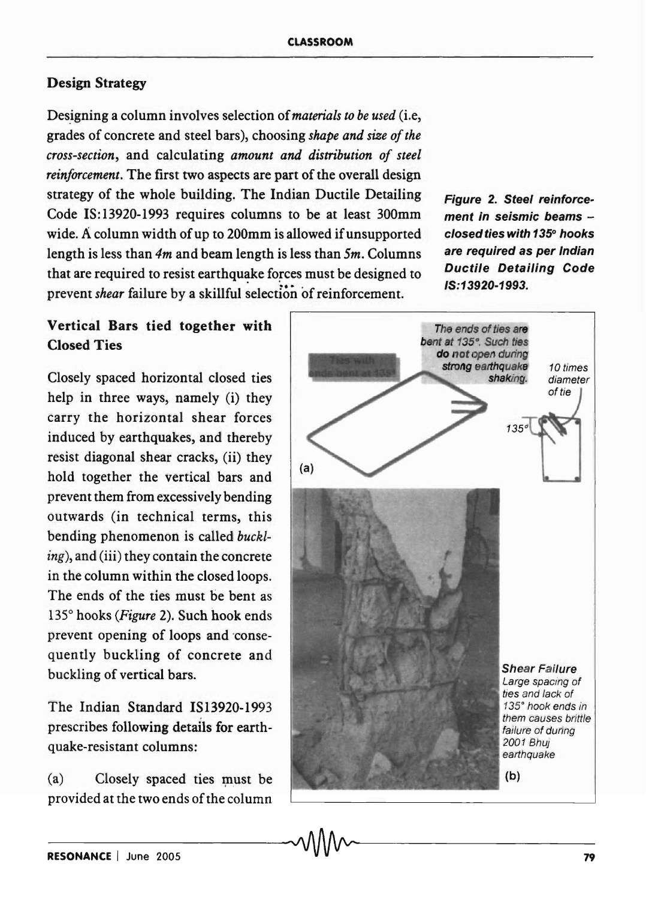## Design Strategy

Designing a column involves selection of *materials to be used* (i.e, grades of concrete and steel bars), choosing *shape and size of the cross-section*, and calculating *amount and distribution of steel reinforcement*. The first two aspects are part of the overall design strategy of the whole building. The Indian Ductile Detailing Code IS:13920-1993 requires columns to be at least 300mm wide. A column width of up to 200mm is allowed if unsupported length is less than *4m* and beam length is less than *5m*. Columns that are required to resist earthquake forces must be designed to prevent *shear* failure by a skillful selection of reinforcement.

**Figure 2. Steel reinforcement in seismic beams – closed ties with 135° hooks are required as per Indian Ductile Detailing Code IS:13920-1993.**

### Vertical Bars tied together with Closed Ties

Closely spaced horizontal closed ties help in three ways, namely (i) they carry the horizontal shear forces induced by earthquakes, and thereby resist diagonal shear cracks, (ii) they hold together the vertical bars and prevent them from excessively bending outwards (in technical terms, this bending phenomenon is called *buckling*), and (iii) they contain the concrete in the column within the closed loops. The ends of the ties must be bent as 135° hooks (*Figure* 2). Such hook ends prevent opening of loops and consequently buckling of concrete and buckling of vertical bars.

The Indian Standard IS13920-1993 prescribes following details for earthquake-resistant columns:

(a) Closely spaced ties must be provided at the two ends of the column

(a) Ties with ends bent at 135°. The ends of ties are bent at 135°. Such ties do not open during strong earthquake shaking. 10 times diameter of tie. 135°

(b) **Shear Failure** Large spacing of ties and lack of 135° hook ends in them causes brittle failure of during 2001 Bhuj earthquake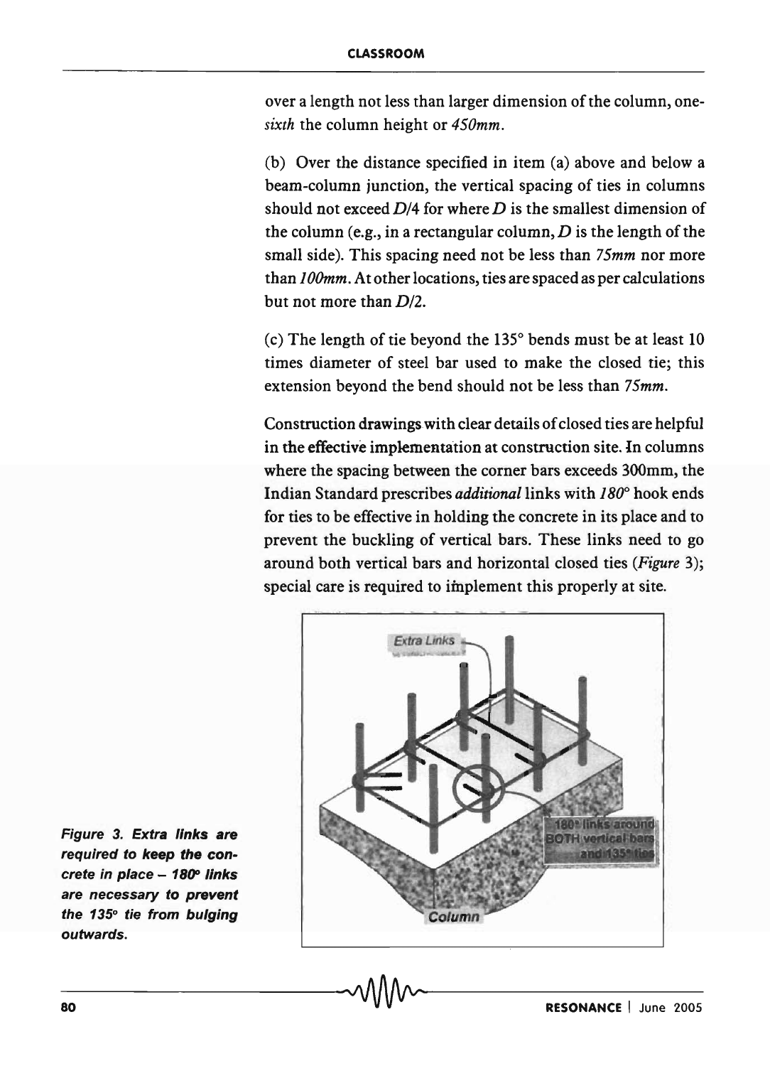over a length not less than larger dimension of the column, one-*sixth* the column height or *450mm*.

(b) Over the distance specified in item (a) above and below a beam-column junction, the vertical spacing of ties in columns should not exceed $D/4$ for where $D$ is the smallest dimension of the column (e.g., in a rectangular column, $D$ is the length of the small side). This spacing need not be less than *75mm* nor more than *100mm*. At other locations, ties are spaced as per calculations but not more than $D/2$.

(c) The length of tie beyond the 135° bends must be at least 10 times diameter of steel bar used to make the closed tie; this extension beyond the bend should not be less than *75mm*.

Construction drawings with clear details of closed ties are helpful in the effective implementation at construction site. In columns where the spacing between the corner bars exceeds 300mm, the Indian Standard prescribes *additional* links with *180°* hook ends for ties to be effective in holding the concrete in its place and to prevent the buckling of vertical bars. These links need to go around both vertical bars and horizontal closed ties (*Figure* 3); special care is required to implement this properly at site.

**Figure 3. Extra links are required to keep the concrete in place – 180° links are necessary to prevent the 135° tie from bulging outwards.**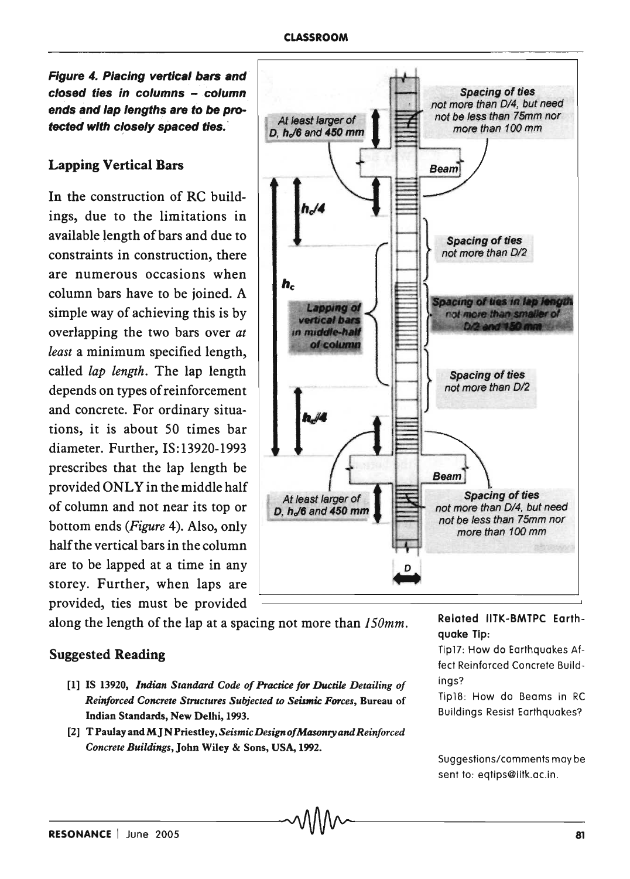**Figure 4. Placing vertical bars and closed ties in columns – column ends and lap lengths are to be protected with closely spaced ties.**

At least larger of D, $h_c/6$ and 450 mm

Spacing of ties not more than D/4, but need not be less than 75mm nor more than 100 mm

Beam

$h_c/4$

$h_c$

Spacing of ties not more than D/2

Lapping of vertical bars in middle-half of column

Spacing of ties in lap length not more than smaller of D/2 and 150 mm

Spacing of ties not more than D/2

$h_c/4$

Beam

At least larger of D, $h_c/6$ and 450 mm

Spacing of ties not more than D/4, but need not be less than 75mm nor more than 100 mm

D

## Lapping Vertical Bars

In the construction of RC buildings, due to the limitations in available length of bars and due to constraints in construction, there are numerous occasions when column bars have to be joined. A simple way of achieving this is by overlapping the two bars over *at least* a minimum specified length, called *lap length*. The lap length depends on types of reinforcement and concrete. For ordinary situations, it is about 50 times bar diameter. Further, IS:13920-1993 prescribes that the lap length be provided ONLY in the middle half of column and not near its top or bottom ends (*Figure* 4). Also, only half the vertical bars in the column are to be lapped at a time in any storey. Further, when laps are provided, ties must be provided along the length of the lap at a spacing not more than *150mm*.

## Suggested Reading

[1] **IS 13920, *Indian Standard Code of Practice for Ductile Detailing of Reinforced Concrete Structures Subjected to Seismic Forces*, Bureau of Indian Standards, New Delhi, 1993.**

[2] **T Paulay and M J N Priestley, *Seismic Design of Masonry and Reinforced Concrete Buildings*, John Wiley & Sons, USA, 1992.**

**Related IITK-BMTPC Earthquake Tip:**

Tip17: How do Earthquakes Affect Reinforced Concrete Buildings?

Tip18: How do Beams in RC Buildings Resist Earthquakes?

Suggestions/comments may be sent to: eqtips@iitk.ac.in.